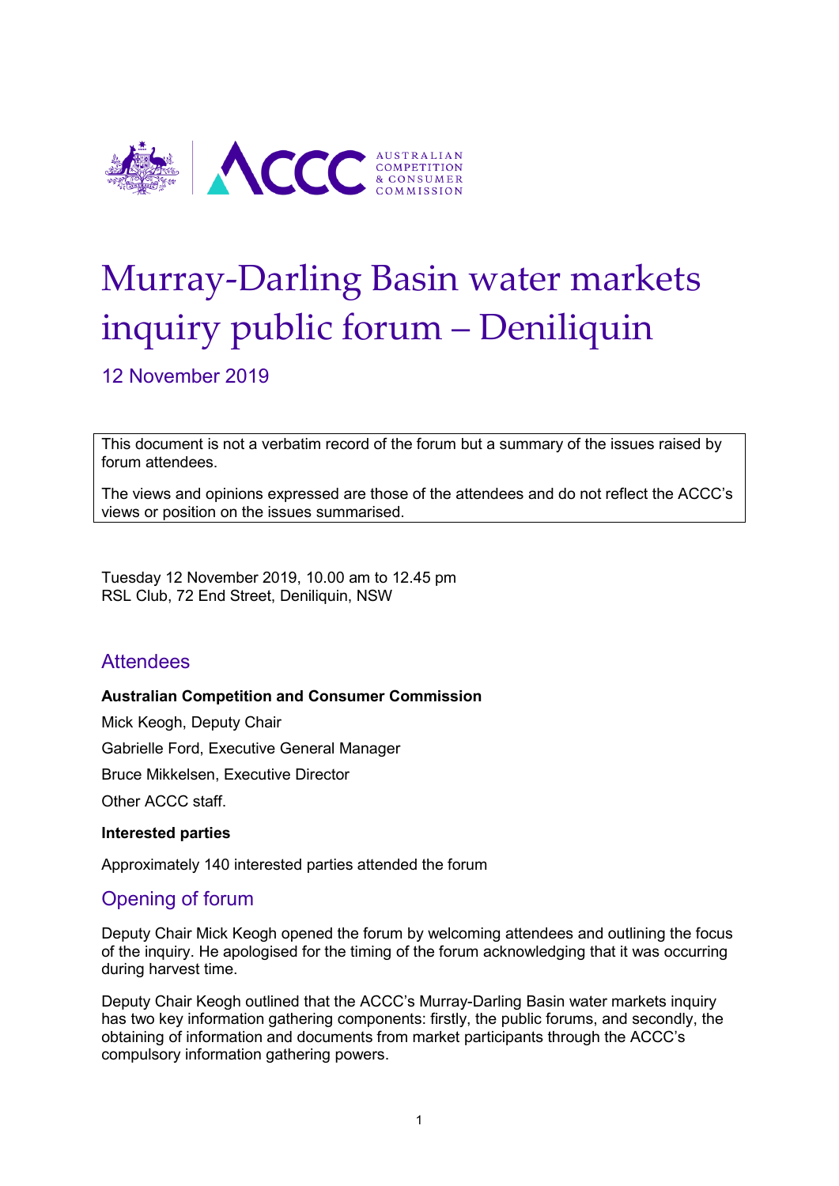# Murray-Darling Basin water markets inquiry public forum – Deniliquin

12 November 2019

This document is not a verbatim record of the forum but a summary of the issues raised by forum attendees.

The views and opinions expressed are those of the attendees and do not reflect the ACCC's views or position on the issues summarised.

Tuesday 12 November 2019, 10.00 am to 12.45 pm
RSL Club, 72 End Street, Deniliquin, NSW

## Attendees

**Australian Competition and Consumer Commission**

Mick Keogh, Deputy Chair

Gabrielle Ford, Executive General Manager

Bruce Mikkelsen, Executive Director

Other ACCC staff.

**Interested parties**

Approximately 140 interested parties attended the forum

## Opening of forum

Deputy Chair Mick Keogh opened the forum by welcoming attendees and outlining the focus of the inquiry. He apologised for the timing of the forum acknowledging that it was occurring during harvest time.

Deputy Chair Keogh outlined that the ACCC's Murray-Darling Basin water markets inquiry has two key information gathering components: firstly, the public forums, and secondly, the obtaining of information and documents from market participants through the ACCC's compulsory information gathering powers.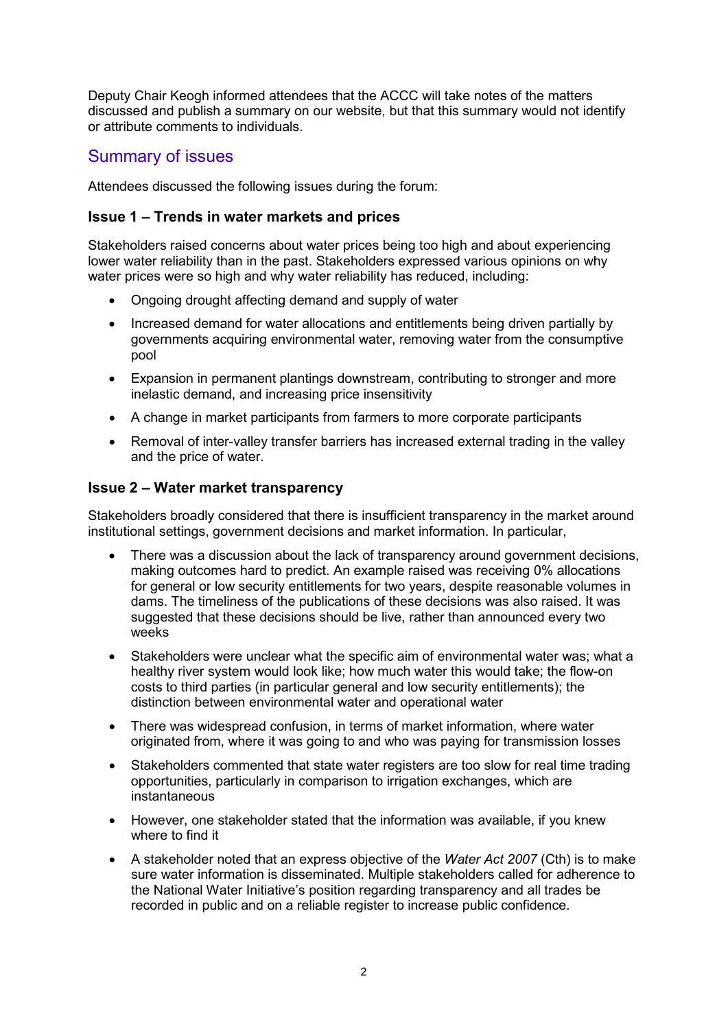Deputy Chair Keogh informed attendees that the ACCC will take notes of the matters discussed and publish a summary on our website, but that this summary would not identify or attribute comments to individuals.

## Summary of issues

Attendees discussed the following issues during the forum:

### Issue 1 – Trends in water markets and prices

Stakeholders raised concerns about water prices being too high and about experiencing lower water reliability than in the past. Stakeholders expressed various opinions on why water prices were so high and why water reliability has reduced, including:

- Ongoing drought affecting demand and supply of water
- Increased demand for water allocations and entitlements being driven partially by governments acquiring environmental water, removing water from the consumptive pool
- Expansion in permanent plantings downstream, contributing to stronger and more inelastic demand, and increasing price insensitivity
- A change in market participants from farmers to more corporate participants
- Removal of inter-valley transfer barriers has increased external trading in the valley and the price of water.

### Issue 2 – Water market transparency

Stakeholders broadly considered that there is insufficient transparency in the market around institutional settings, government decisions and market information. In particular,

- There was a discussion about the lack of transparency around government decisions, making outcomes hard to predict. An example raised was receiving 0% allocations for general or low security entitlements for two years, despite reasonable volumes in dams. The timeliness of the publications of these decisions was also raised. It was suggested that these decisions should be live, rather than announced every two weeks
- Stakeholders were unclear what the specific aim of environmental water was; what a healthy river system would look like; how much water this would take; the flow-on costs to third parties (in particular general and low security entitlements); the distinction between environmental water and operational water
- There was widespread confusion, in terms of market information, where water originated from, where it was going to and who was paying for transmission losses
- Stakeholders commented that state water registers are too slow for real time trading opportunities, particularly in comparison to irrigation exchanges, which are instantaneous
- However, one stakeholder stated that the information was available, if you knew where to find it
- A stakeholder noted that an express objective of the *Water Act 2007* (Cth) is to make sure water information is disseminated. Multiple stakeholders called for adherence to the National Water Initiative's position regarding transparency and all trades be recorded in public and on a reliable register to increase public confidence.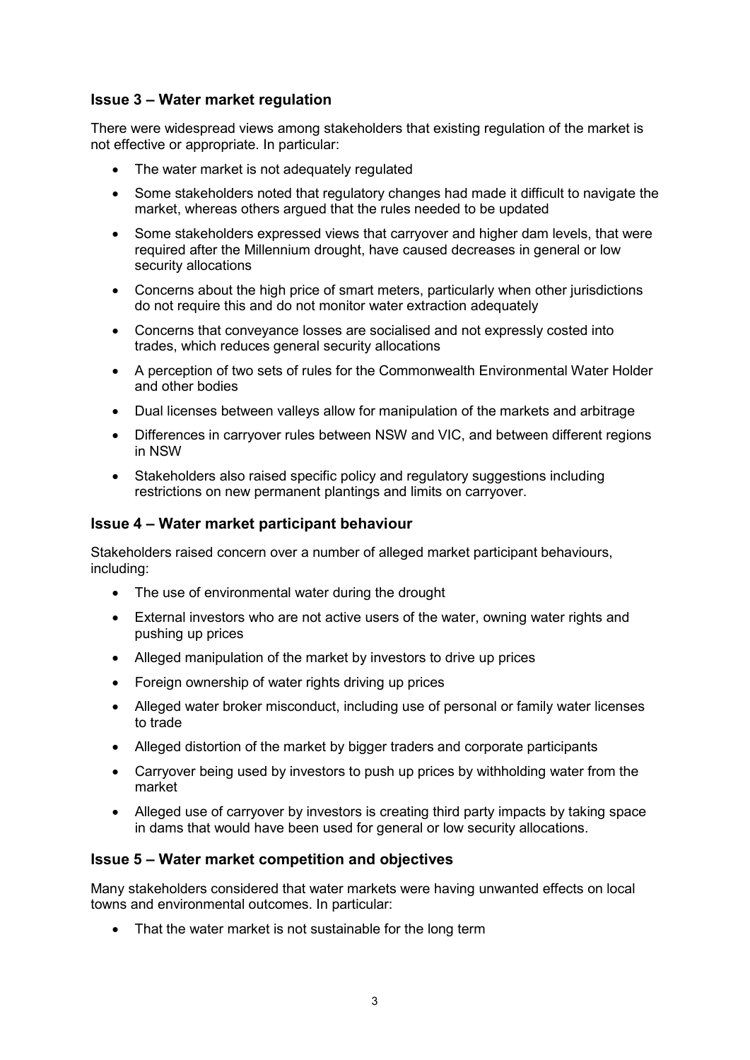### Issue 3 – Water market regulation

There were widespread views among stakeholders that existing regulation of the market is not effective or appropriate. In particular:

- The water market is not adequately regulated
- Some stakeholders noted that regulatory changes had made it difficult to navigate the market, whereas others argued that the rules needed to be updated
- Some stakeholders expressed views that carryover and higher dam levels, that were required after the Millennium drought, have caused decreases in general or low security allocations
- Concerns about the high price of smart meters, particularly when other jurisdictions do not require this and do not monitor water extraction adequately
- Concerns that conveyance losses are socialised and not expressly costed into trades, which reduces general security allocations
- A perception of two sets of rules for the Commonwealth Environmental Water Holder and other bodies
- Dual licenses between valleys allow for manipulation of the markets and arbitrage
- Differences in carryover rules between NSW and VIC, and between different regions in NSW
- Stakeholders also raised specific policy and regulatory suggestions including restrictions on new permanent plantings and limits on carryover.

### Issue 4 – Water market participant behaviour

Stakeholders raised concern over a number of alleged market participant behaviours, including:

- The use of environmental water during the drought
- External investors who are not active users of the water, owning water rights and pushing up prices
- Alleged manipulation of the market by investors to drive up prices
- Foreign ownership of water rights driving up prices
- Alleged water broker misconduct, including use of personal or family water licenses to trade
- Alleged distortion of the market by bigger traders and corporate participants
- Carryover being used by investors to push up prices by withholding water from the market
- Alleged use of carryover by investors is creating third party impacts by taking space in dams that would have been used for general or low security allocations.

### Issue 5 – Water market competition and objectives

Many stakeholders considered that water markets were having unwanted effects on local towns and environmental outcomes. In particular:

- That the water market is not sustainable for the long term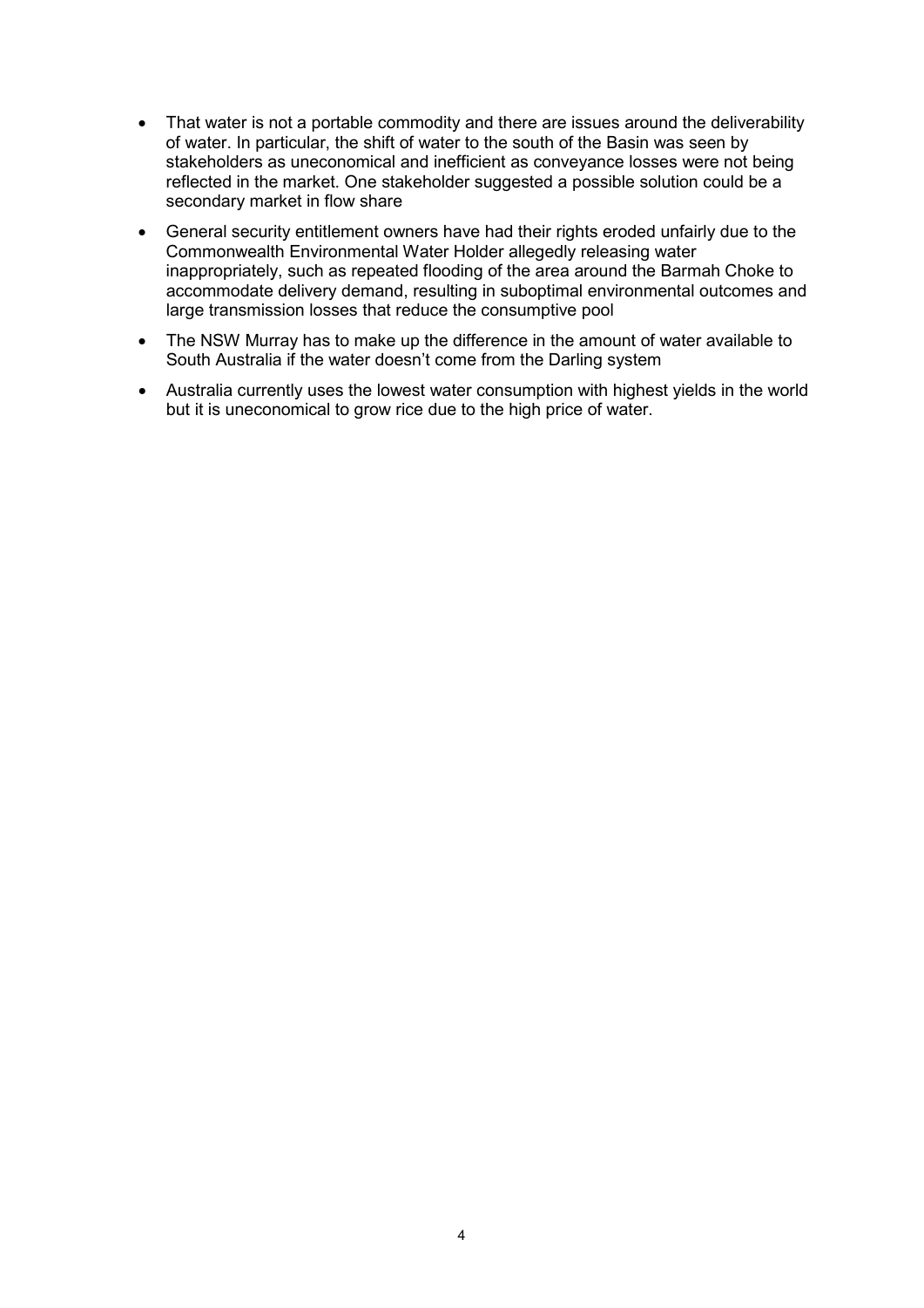- That water is not a portable commodity and there are issues around the deliverability of water. In particular, the shift of water to the south of the Basin was seen by stakeholders as uneconomical and inefficient as conveyance losses were not being reflected in the market. One stakeholder suggested a possible solution could be a secondary market in flow share
- General security entitlement owners have had their rights eroded unfairly due to the Commonwealth Environmental Water Holder allegedly releasing water inappropriately, such as repeated flooding of the area around the Barmah Choke to accommodate delivery demand, resulting in suboptimal environmental outcomes and large transmission losses that reduce the consumptive pool
- The NSW Murray has to make up the difference in the amount of water available to South Australia if the water doesn't come from the Darling system
- Australia currently uses the lowest water consumption with highest yields in the world but it is uneconomical to grow rice due to the high price of water.